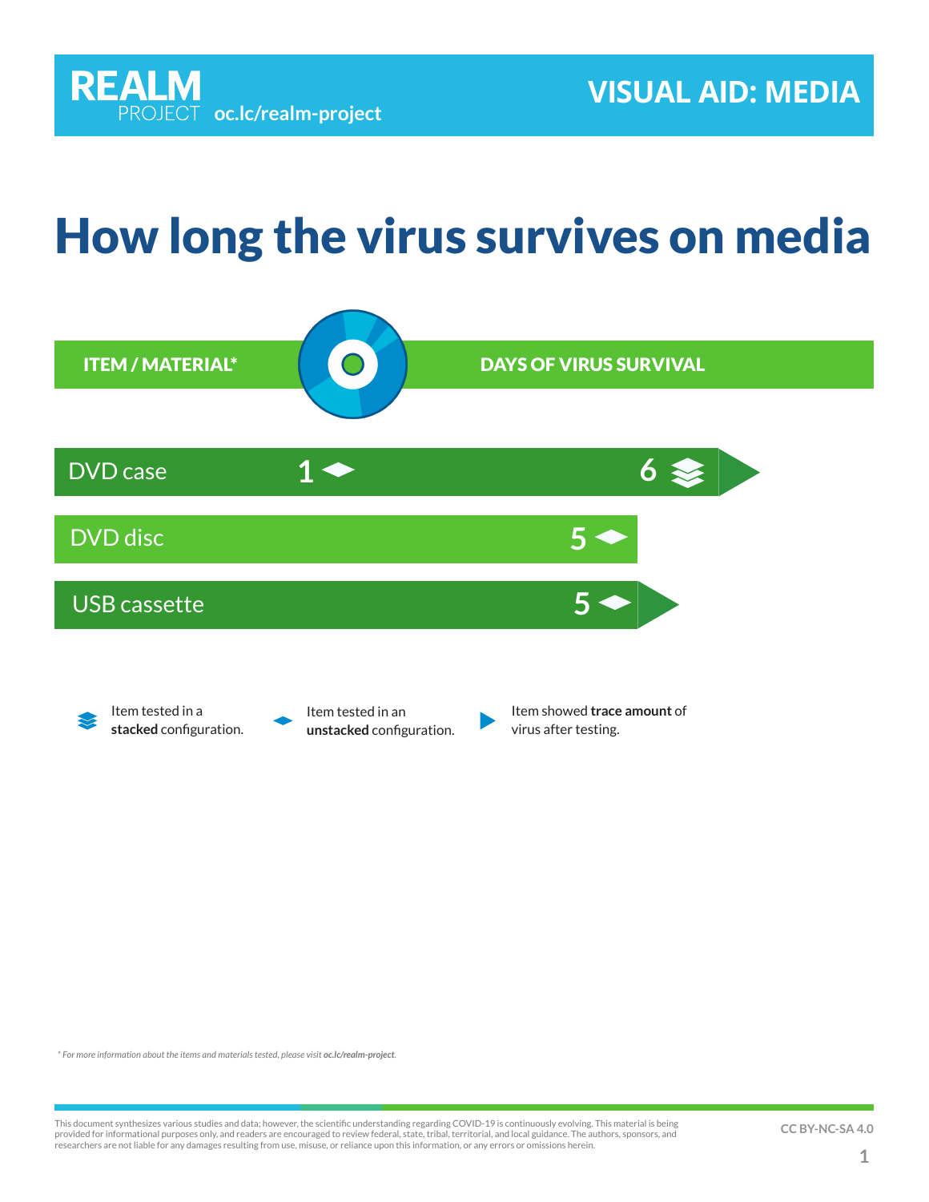**REALM** PROJECT **oc.lc/realm-project**

**VISUAL AID: MEDIA**

# How long the virus survives on media

| ITEM / MATERIAL* | DAYS OF VIRUS SURVIVAL |
|---|---|
| DVD case | 1 (unstacked); 6 (stacked), trace amount |
| DVD disc | 5 (unstacked) |
| USB cassette | 5 (unstacked), trace amount |

- Item tested in a **stacked** configuration.
- Item tested in an **unstacked** configuration.
- Item showed **trace amount** of virus after testing.

*\* For more information about the items and materials tested, please visit **oc.lc/realm-project**.*

This document synthesizes various studies and data; however, the scientific understanding regarding COVID-19 is continuously evolving. This material is being provided for informational purposes only, and readers are encouraged to review federal, state, tribal, territorial, and local guidance. The authors, sponsors, and researchers are not liable for any damages resulting from use, misuse, or reliance upon this information, or any errors or omissions herein.

CC BY-NC-SA 4.0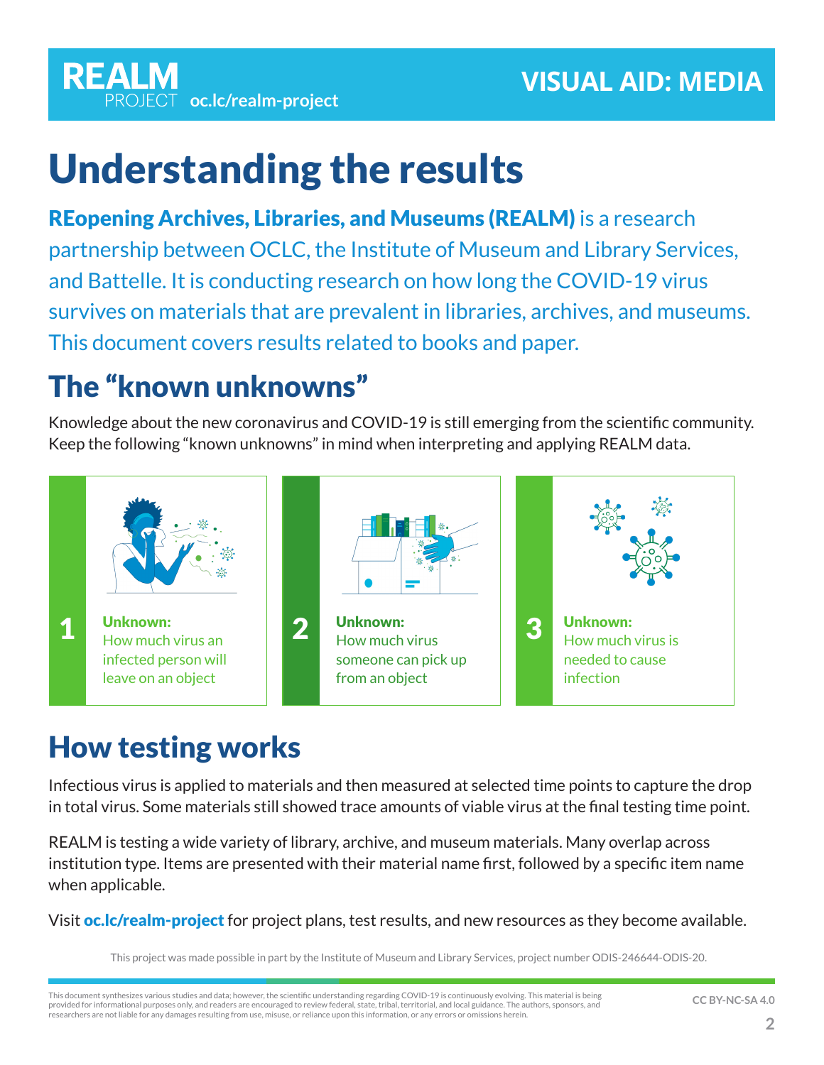REALM PROJECT oc.lc/realm-project

VISUAL AID: MEDIA

# Understanding the results

**REopening Archives, Libraries, and Museums (REALM)** is a research partnership between OCLC, the Institute of Museum and Library Services, and Battelle. It is conducting research on how long the COVID-19 virus survives on materials that are prevalent in libraries, archives, and museums. This document covers results related to books and paper.

## The "known unknowns"

Knowledge about the new coronavirus and COVID-19 is still emerging from the scientific community. Keep the following "known unknowns" in mind when interpreting and applying REALM data.

1. **Unknown:** How much virus an infected person will leave on an object
2. **Unknown:** How much virus someone can pick up from an object
3. **Unknown:** How much virus is needed to cause infection

## How testing works

Infectious virus is applied to materials and then measured at selected time points to capture the drop in total virus. Some materials still showed trace amounts of viable virus at the final testing time point.

REALM is testing a wide variety of library, archive, and museum materials. Many overlap across institution type. Items are presented with their material name first, followed by a specific item name when applicable.

Visit **oc.lc/realm-project** for project plans, test results, and new resources as they become available.

This project was made possible in part by the Institute of Museum and Library Services, project number ODIS-246644-ODIS-20.

This document synthesizes various studies and data; however, the scientific understanding regarding COVID-19 is continuously evolving. This material is being provided for informational purposes only, and readers are encouraged to review federal, state, tribal, territorial, and local guidance. The authors, sponsors, and researchers are not liable for any damages resulting from use, misuse, or reliance upon this information, or any errors or omissions herein.

CC BY-NC-SA 4.0